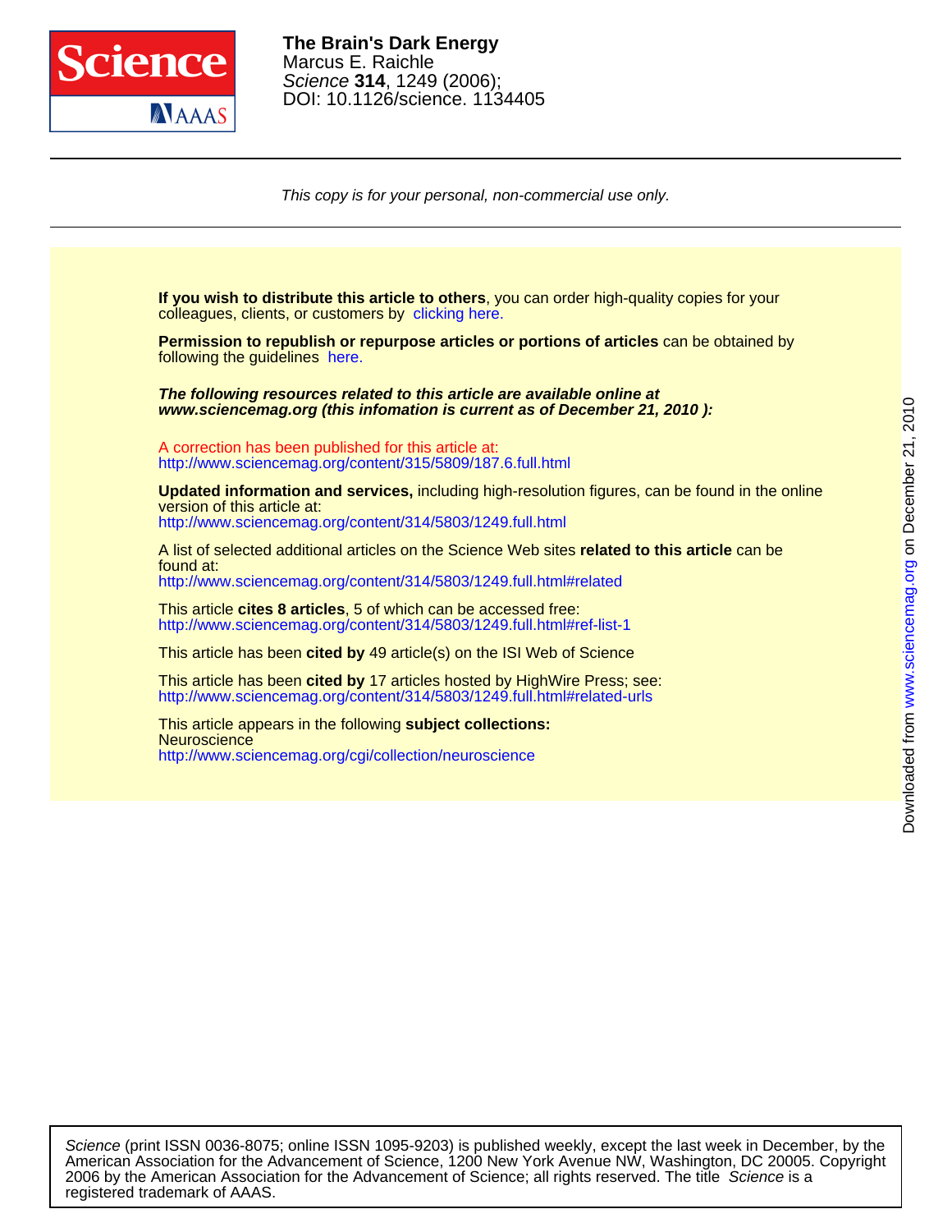**The Brain's Dark Energy**
Marcus E. Raichle
*Science* **314**, 1249 (2006);
DOI: 10.1126/science. 1134405

*This copy is for your personal, non-commercial use only.*

**If you wish to distribute this article to others**, you can order high-quality copies for your colleagues, clients, or customers by clicking here.

**Permission to republish or repurpose articles or portions of articles** can be obtained by following the guidelines here.

***The following resources related to this article are available online at www.sciencemag.org (this infomation is current as of December 21, 2010 ):***

A correction has been published for this article at:
http://www.sciencemag.org/content/315/5809/187.6.full.html

**Updated information and services,** including high-resolution figures, can be found in the online version of this article at:
http://www.sciencemag.org/content/314/5803/1249.full.html

A list of selected additional articles on the Science Web sites **related to this article** can be found at:
http://www.sciencemag.org/content/314/5803/1249.full.html#related

This article **cites 8 articles**, 5 of which can be accessed free:
http://www.sciencemag.org/content/314/5803/1249.full.html#ref-list-1

This article has been **cited by** 49 article(s) on the ISI Web of Science

This article has been **cited by** 17 articles hosted by HighWire Press; see:
http://www.sciencemag.org/content/314/5803/1249.full.html#related-urls

This article appears in the following **subject collections:**
Neuroscience
http://www.sciencemag.org/cgi/collection/neuroscience

*Science* (print ISSN 0036-8075; online ISSN 1095-9203) is published weekly, except the last week in December, by the American Association for the Advancement of Science, 1200 New York Avenue NW, Washington, DC 20005. Copyright 2006 by the American Association for the Advancement of Science; all rights reserved. The title *Science* is a registered trademark of AAAS.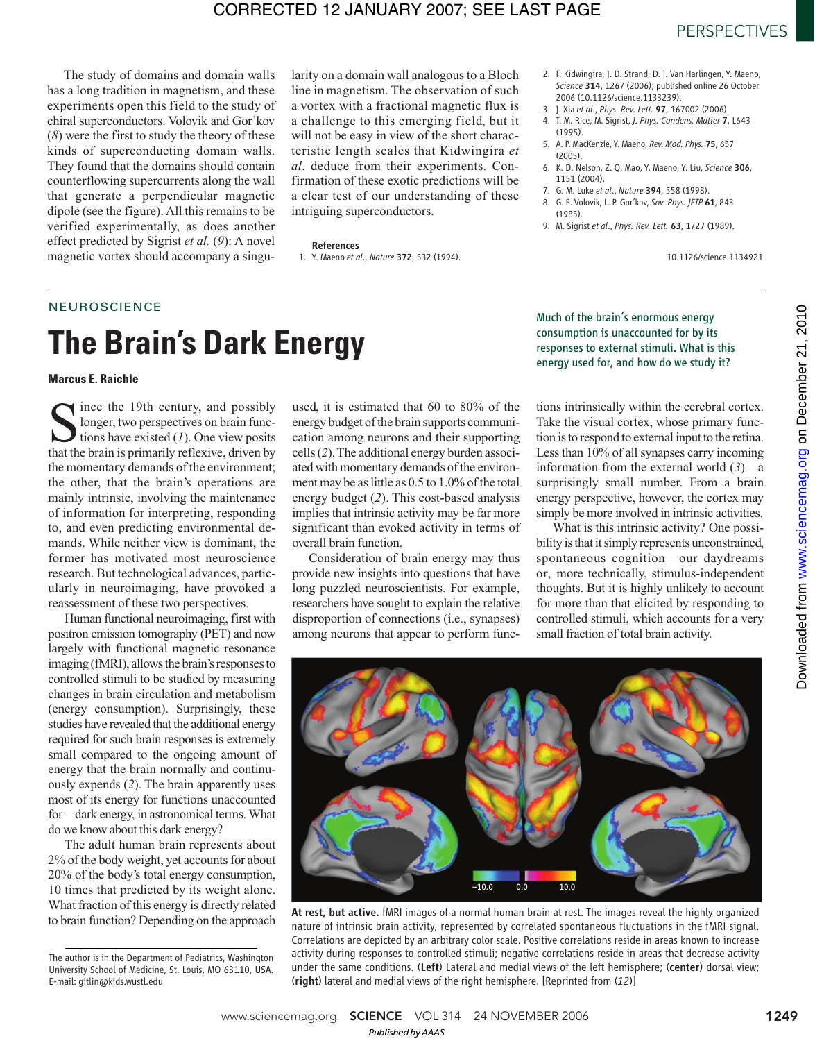The study of domains and domain walls has a long tradition in magnetism, and these experiments open this field to the study of chiral superconductors. Volovik and Gor'kov (*8*) were the first to study the theory of these kinds of superconducting domain walls. They found that the domains should contain counterflowing supercurrents along the wall that generate a perpendicular magnetic dipole (see the figure). All this remains to be verified experimentally, as does another effect predicted by Sigrist *et al.* (*9*): A novel magnetic vortex should accompany a singularity on a domain wall analogous to a Bloch line in magnetism. The observation of such a vortex with a fractional magnetic flux is a challenge to this emerging field, but it will not be easy in view of the short characteristic length scales that Kidwingira *et al.* deduce from their experiments. Confirmation of these exotic predictions will be a clear test of our understanding of these intriguing superconductors.

**References**

1. Y. Maeno *et al.*, *Nature* **372**, 532 (1994).
2. F. Kidwingira, J. D. Strand, D. J. Van Harlingen, Y. Maeno, *Science* **314**, 1267 (2006); published online 26 October 2006 (10.1126/science.1133239).
3. J. Xia *et al.*, *Phys. Rev. Lett.* **97**, 167002 (2006).
4. T. M. Rice, M. Sigrist, *J. Phys. Condens. Matter* **7**, L643 (1995).
5. A. P. MacKenzie, Y. Maeno, *Rev. Mod. Phys.* **75**, 657 (2005).
6. K. D. Nelson, Z. Q. Mao, Y. Maeno, Y. Liu, *Science* **306**, 1151 (2004).
7. G. M. Luke *et al.*, *Nature* **394**, 558 (1998).
8. G. E. Volovik, L. P. Gor'kov, *Sov. Phys. JETP* **61**, 843 (1985).
9. M. Sigrist *et al.*, *Phys. Rev. Lett.* **63**, 1727 (1989).

10.1126/science.1134921

NEUROSCIENCE

# The Brain's Dark Energy

**Marcus E. Raichle**

*Much of the brain's enormous energy consumption is unaccounted for by its responses to external stimuli. What is this energy used for, and how do we study it?*

Since the 19th century, and possibly longer, two perspectives on brain functions have existed (*1*). One view posits that the brain is primarily reflexive, driven by the momentary demands of the environment; the other, that the brain's operations are mainly intrinsic, involving the maintenance of information for interpreting, responding to, and even predicting environmental demands. While neither view is dominant, the former has motivated most neuroscience research. But technological advances, particularly in neuroimaging, have provoked a reassessment of these two perspectives.

Human functional neuroimaging, first with positron emission tomography (PET) and now largely with functional magnetic resonance imaging (fMRI), allows the brain's responses to controlled stimuli to be studied by measuring changes in brain circulation and metabolism (energy consumption). Surprisingly, these studies have revealed that the additional energy required for such brain responses is extremely small compared to the ongoing amount of energy that the brain normally and continuously expends (*2*). The brain apparently uses most of its energy for functions unaccounted for—dark energy, in astronomical terms. What do we know about this dark energy?

The adult human brain represents about 2% of the body weight, yet accounts for about 20% of the body's total energy consumption, 10 times that predicted by its weight alone. What fraction of this energy is directly related to brain function? Depending on the approach used, it is estimated that 60 to 80% of the energy budget of the brain supports communication among neurons and their supporting cells (*2*). The additional energy burden associated with momentary demands of the environment may be as little as 0.5 to 1.0% of the total energy budget (*2*). This cost-based analysis implies that intrinsic activity may be far more significant than evoked activity in terms of overall brain function.

Consideration of brain energy may thus provide new insights into questions that have long puzzled neuroscientists. For example, researchers have sought to explain the relative disproportion of connections (i.e., synapses) among neurons that appear to perform functions intrinsically within the cerebral cortex. Take the visual cortex, whose primary function is to respond to external input to the retina. Less than 10% of all synapses carry incoming information from the external world (*3*)—a surprisingly small number. From a brain energy perspective, however, the cortex may simply be more involved in intrinsic activities.

What is this intrinsic activity? One possibility is that it simply represents unconstrained, spontaneous cognition—our daydreams or, more technically, stimulus-independent thoughts. But it is highly unlikely to account for more than that elicited by responding to controlled stimuli, which accounts for a very small fraction of total brain activity.

**At rest, but active.** fMRI images of a normal human brain at rest. The images reveal the highly organized nature of intrinsic brain activity, represented by correlated spontaneous fluctuations in the fMRI signal. Correlations are depicted by an arbitrary color scale. Positive correlations reside in areas known to increase activity during responses to controlled stimuli; negative correlations reside in areas that decrease activity under the same conditions. (**Left**) Lateral and medial views of the left hemisphere; (**center**) dorsal view; (**right**) lateral and medial views of the right hemisphere. [Reprinted from (*12*)]

The author is in the Department of Pediatrics, Washington University School of Medicine, St. Louis, MO 63110, USA. E-mail: gitlin@kids.wustl.edu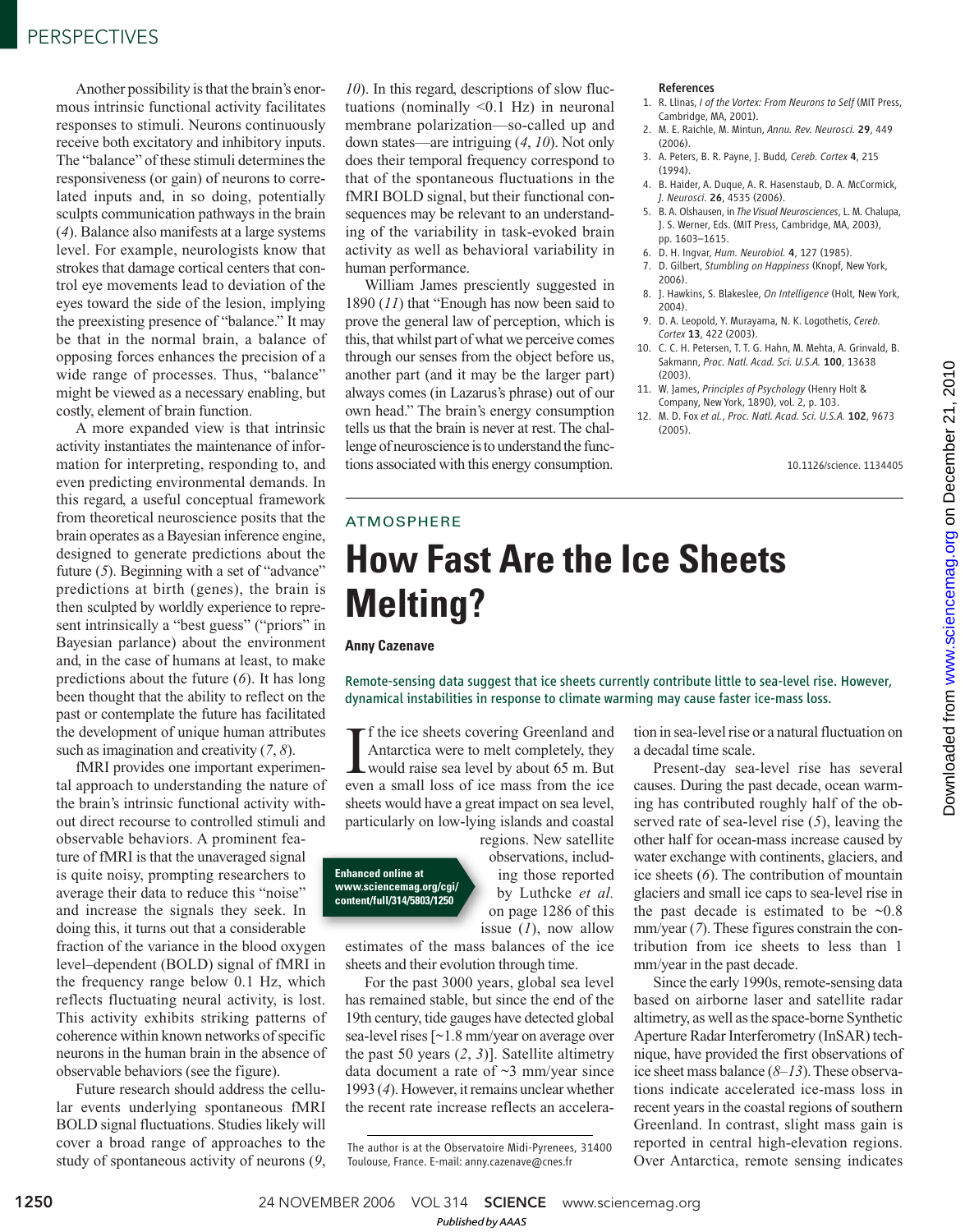Another possibility is that the brain's enormous intrinsic functional activity facilitates responses to stimuli. Neurons continuously receive both excitatory and inhibitory inputs. The "balance" of these stimuli determines the responsiveness (or gain) of neurons to correlated inputs and, in so doing, potentially sculpts communication pathways in the brain (*4*). Balance also manifests at a large systems level. For example, neurologists know that strokes that damage cortical centers that control eye movements lead to deviation of the eyes toward the side of the lesion, implying the preexisting presence of "balance." It may be that in the normal brain, a balance of opposing forces enhances the precision of a wide range of processes. Thus, "balance" might be viewed as a necessary enabling, but costly, element of brain function.

A more expanded view is that intrinsic activity instantiates the maintenance of information for interpreting, responding to, and even predicting environmental demands. In this regard, a useful conceptual framework from theoretical neuroscience posits that the brain operates as a Bayesian inference engine, designed to generate predictions about the future (*5*). Beginning with a set of "advance" predictions at birth (genes), the brain is then sculpted by worldly experience to represent intrinsically a "best guess" ("priors" in Bayesian parlance) about the environment and, in the case of humans at least, to make predictions about the future (*6*). It has long been thought that the ability to reflect on the past or contemplate the future has facilitated the development of unique human attributes such as imagination and creativity (*7*, *8*).

fMRI provides one important experimental approach to understanding the nature of the brain's intrinsic functional activity without direct recourse to controlled stimuli and observable behaviors. A prominent feature of fMRI is that the unaveraged signal is quite noisy, prompting researchers to average their data to reduce this "noise" and increase the signals they seek. In doing this, it turns out that a considerable fraction of the variance in the blood oxygen level–dependent (BOLD) signal of fMRI in the frequency range below 0.1 Hz, which reflects fluctuating neural activity, is lost. This activity exhibits striking patterns of coherence within known networks of specific neurons in the human brain in the absence of observable behaviors (see the figure).

Future research should address the cellular events underlying spontaneous fMRI BOLD signal fluctuations. Studies likely will cover a broad range of approaches to the study of spontaneous activity of neurons (*9*, *10*). In this regard, descriptions of slow fluctuations (nominally <0.1 Hz) in neuronal membrane polarization—so-called up and down states—are intriguing (*4*, *10*). Not only does their temporal frequency correspond to that of the spontaneous fluctuations in the fMRI BOLD signal, but their functional consequences may be relevant to an understanding of the variability in task-evoked brain activity as well as behavioral variability in human performance.

William James presciently suggested in 1890 (*11*) that "Enough has now been said to prove the general law of perception, which is this, that whilst part of what we perceive comes through our senses from the object before us, another part (and it may be the larger part) always comes (in Lazarus's phrase) out of our own head." The brain's energy consumption tells us that the brain is never at rest. The challenge of neuroscience is to understand the functions associated with this energy consumption.

### References

1. R. Llinas, *I of the Vortex: From Neurons to Self* (MIT Press, Cambridge, MA, 2001).
2. M. E. Raichle, M. Mintun, *Annu. Rev. Neurosci.* **29**, 449 (2006).
3. A. Peters, B. R. Payne, J. Budd, *Cereb. Cortex* **4**, 215 (1994).
4. B. Haider, A. Duque, A. R. Hasenstaub, D. A. McCormick, *J. Neurosci.* **26**, 4535 (2006).
5. B. A. Olshausen, in *The Visual Neurosciences*, L. M. Chalupa, J. S. Werner, Eds. (MIT Press, Cambridge, MA, 2003), pp. 1603–1615.
6. D. H. Ingvar, *Hum. Neurobiol.* **4**, 127 (1985).
7. D. Gilbert, *Stumbling on Happiness* (Knopf, New York, 2006).
8. J. Hawkins, S. Blakeslee, *On Intelligence* (Holt, New York, 2004).
9. D. A. Leopold, Y. Murayama, N. K. Logothetis, *Cereb. Cortex* **13**, 422 (2003).
10. C. C. H. Petersen, T. T. G. Hahn, M. Mehta, A. Grinvald, B. Sakmann, *Proc. Natl. Acad. Sci. U.S.A.* **100**, 13638 (2003).
11. W. James, *Principles of Psychology* (Henry Holt & Company, New York, 1890), vol. 2, p. 103.
12. M. D. Fox *et al.*, *Proc. Natl. Acad. Sci. U.S.A.* **102**, 9673 (2005).

10.1126/science.1134405

ATMOSPHERE

# How Fast Are the Ice Sheets Melting?

**Anny Cazenave**

Remote-sensing data suggest that ice sheets currently contribute little to sea-level rise. However, dynamical instabilities in response to climate warming may cause faster ice-mass loss.

If the ice sheets covering Greenland and Antarctica were to melt completely, they would raise sea level by about 65 m. But even a small loss of ice mass from the ice sheets would have a great impact on sea level, particularly on low-lying islands and coastal regions. New satellite observations, including those reported by Luthcke *et al.* on page 1286 of this issue (*1*), now allow estimates of the mass balances of the ice sheets and their evolution through time.

**Enhanced online at www.sciencemag.org/cgi/content/full/314/5803/1250**

For the past 3000 years, global sea level has remained stable, but since the end of the 19th century, tide gauges have detected global sea-level rises [~1.8 mm/year on average over the past 50 years (*2*, *3*)]. Satellite altimetry data document a rate of ~3 mm/year since 1993 (*4*). However, it remains unclear whether the recent rate increase reflects an acceleration in sea-level rise or a natural fluctuation on a decadal time scale.

Present-day sea-level rise has several causes. During the past decade, ocean warming has contributed roughly half of the observed rate of sea-level rise (*5*), leaving the other half for ocean-mass increase caused by water exchange with continents, glaciers, and ice sheets (*6*). The contribution of mountain glaciers and small ice caps to sea-level rise in the past decade is estimated to be ~0.8 mm/year (*7*). These figures constrain the contribution from ice sheets to less than 1 mm/year in the past decade.

Since the early 1990s, remote-sensing data based on airborne laser and satellite radar altimetry, as well as the space-borne Synthetic Aperture Radar Interferometry (InSAR) technique, have provided the first observations of ice sheet mass balance (*8*–*13*). These observations indicate accelerated ice-mass loss in recent years in the coastal regions of southern Greenland. In contrast, slight mass gain is reported in central high-elevation regions. Over Antarctica, remote sensing indicates

The author is at the Observatoire Midi-Pyrenees, 31400 Toulouse, France. E-mail: anny.cazenave@cnes.fr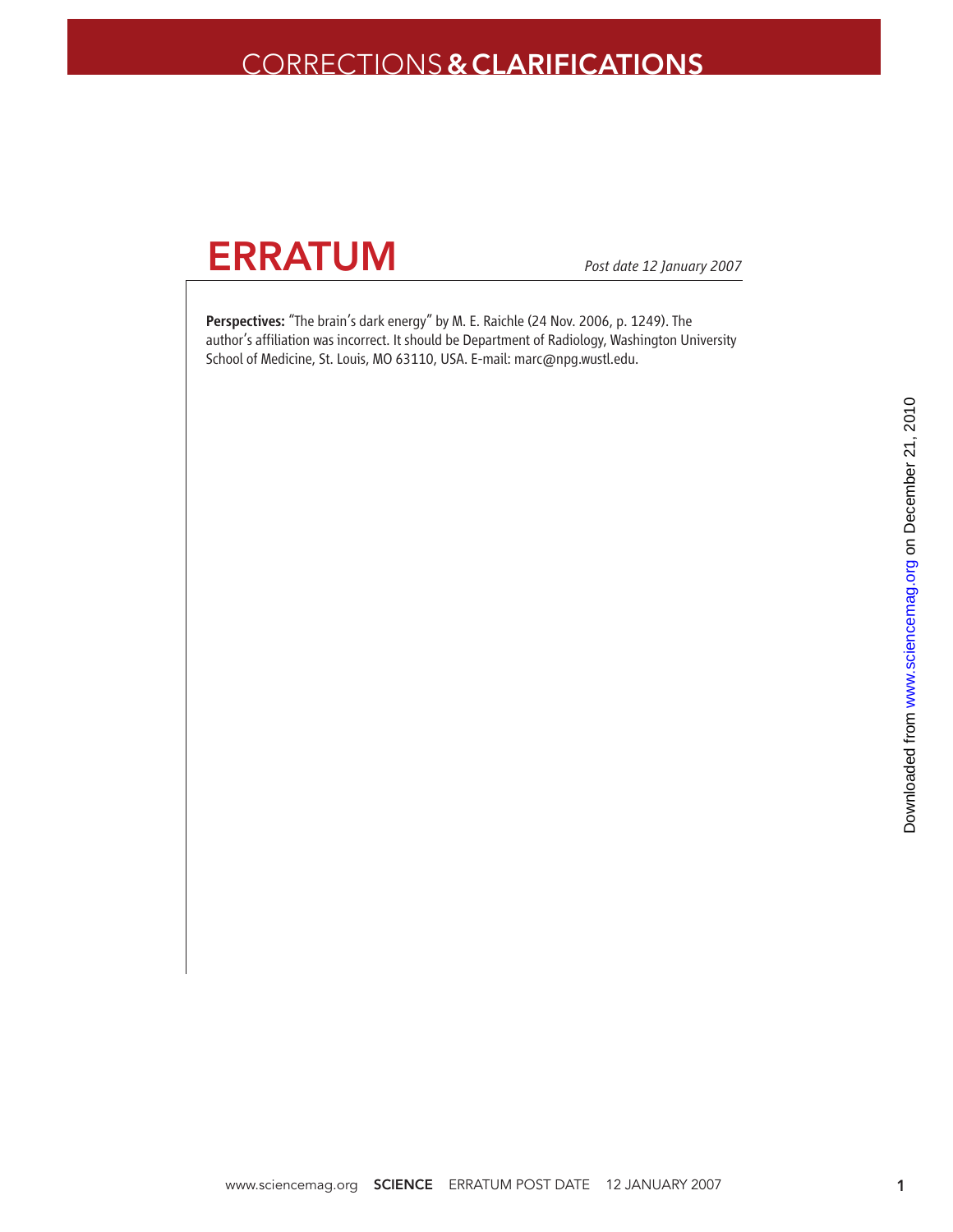# CORRECTIONS & CLARIFICATIONS

## ERRATUM

*Post date 12 January 2007*

**Perspectives:** "The brain's dark energy" by M. E. Raichle (24 Nov. 2006, p. 1249). The author's affiliation was incorrect. It should be Department of Radiology, Washington University School of Medicine, St. Louis, MO 63110, USA. E-mail: marc@npg.wustl.edu.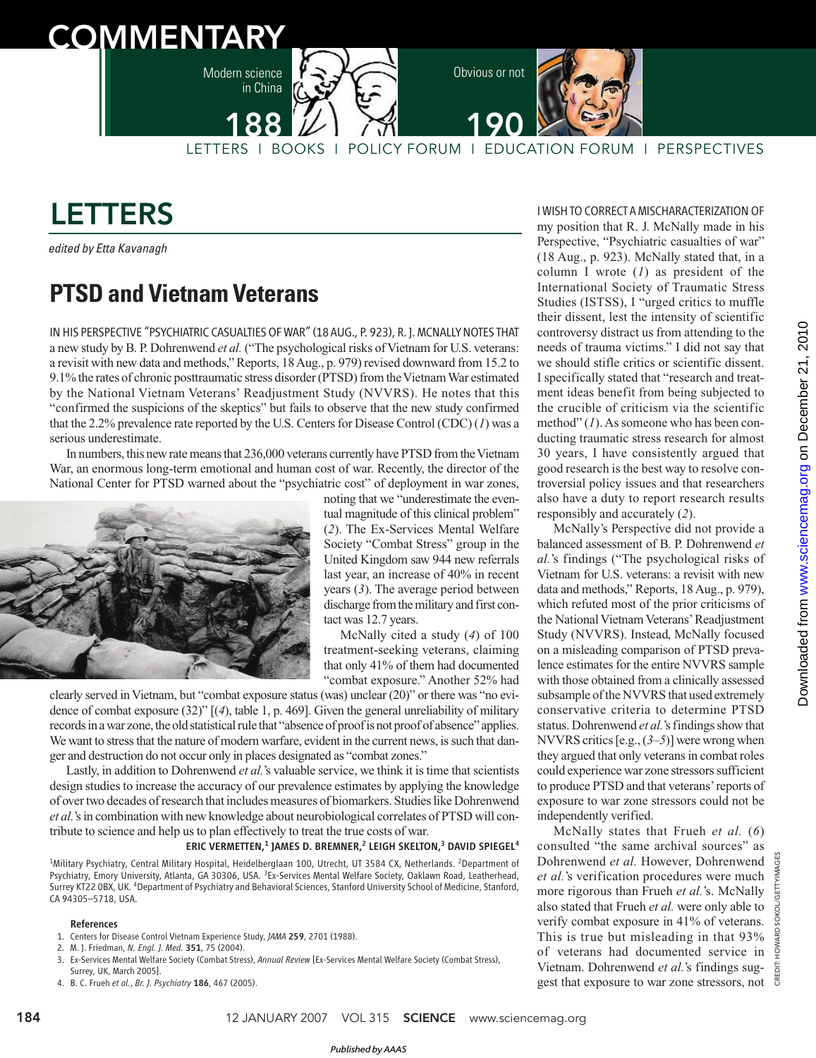# LETTERS

*edited by Etta Kavanagh*

## PTSD and Vietnam Veterans

IN HIS PERSPECTIVE "PSYCHIATRIC CASUALTIES OF WAR" (18 AUG., P. 923), R. J. MCNALLY NOTES THAT a new study by B. P. Dohrenwend *et al.* ("The psychological risks of Vietnam for U.S. veterans: a revisit with new data and methods," Reports, 18 Aug., p. 979) revised downward from 15.2 to 9.1% the rates of chronic posttraumatic stress disorder (PTSD) from the Vietnam War estimated by the National Vietnam Veterans' Readjustment Study (NVVRS). He notes that this "confirmed the suspicions of the skeptics" but fails to observe that the new study confirmed that the 2.2% prevalence rate reported by the U.S. Centers for Disease Control (CDC) (*1*) was a serious underestimate.

In numbers, this new rate means that 236,000 veterans currently have PTSD from the Vietnam War, an enormous long-term emotional and human cost of war. Recently, the director of the National Center for PTSD warned about the "psychiatric cost" of deployment in war zones, noting that we "underestimate the eventual magnitude of this clinical problem" (*2*). The Ex-Services Mental Welfare Society "Combat Stress" group in the United Kingdom saw 944 new referrals last year, an increase of 40% in recent years (*3*). The average period between discharge from the military and first contact was 12.7 years.

McNally cited a study (*4*) of 100 treatment-seeking veterans, claiming that only 41% of them had documented "combat exposure." Another 52% had clearly served in Vietnam, but "combat exposure status (was) unclear (20)" or there was "no evidence of combat exposure (32)" [(*4*), table 1, p. 469]. Given the general unreliability of military records in a war zone, the old statistical rule that "absence of proof is not proof of absence" applies. We want to stress that the nature of modern warfare, evident in the current news, is such that danger and destruction do not occur only in places designated as "combat zones."

Lastly, in addition to Dohrenwend *et al.*'s valuable service, we think it is time that scientists design studies to increase the accuracy of our prevalence estimates by applying the knowledge of over two decades of research that includes measures of biomarkers. Studies like Dohrenwend *et al.*'s in combination with new knowledge about neurobiological correlates of PTSD will contribute to science and help us to plan effectively to treat the true costs of war.

**ERIC VERMETTEN,[1] JAMES D. BREMNER,[2] LEIGH SKELTON,[3] DAVID SPIEGEL[4]**

[1]Military Psychiatry, Central Military Hospital, Heidelberglaan 100, Utrecht, UT 3584 CX, Netherlands. [2]Department of Psychiatry, Emory University, Atlanta, GA 30306, USA. [3]Ex-Services Mental Welfare Society, Oaklawn Road, Leatherhead, Surrey KT22 0BX, UK. [4]Department of Psychiatry and Behavioral Sciences, Stanford University School of Medicine, Stanford, CA 94305–5718, USA.

**References**

1. Centers for Disease Control Vietnam Experience Study, *JAMA* **259**, 2701 (1988).
2. M. J. Friedman, *N. Engl. J. Med.* **351**, 75 (2004).
3. Ex-Services Mental Welfare Society (Combat Stress), *Annual Review* [Ex-Services Mental Welfare Society (Combat Stress), Surrey, UK, March 2005].
4. B. C. Frueh *et al.*, *Br. J. Psychiatry* **186**, 467 (2005).

I WISH TO CORRECT A MISCHARACTERIZATION OF my position that R. J. McNally made in his Perspective, "Psychiatric casualties of war" (18 Aug., p. 923). McNally stated that, in a column I wrote (*1*) as president of the International Society of Traumatic Stress Studies (ISTSS), I "urged critics to muffle their dissent, lest the intensity of scientific controversy distract us from attending to the needs of trauma victims." I did not say that we should stifle critics or scientific dissent. I specifically stated that "research and treatment ideas benefit from being subjected to the crucible of criticism via the scientific method" (*1*). As someone who has been conducting traumatic stress research for almost 30 years, I have consistently argued that good research is the best way to resolve controversial policy issues and that researchers also have a duty to report research results responsibly and accurately (*2*).

McNally's Perspective did not provide a balanced assessment of B. P. Dohrenwend *et al.*'s findings ("The psychological risks of Vietnam for U.S. veterans: a revisit with new data and methods," Reports, 18 Aug., p. 979), which refuted most of the prior criticisms of the National Vietnam Veterans' Readjustment Study (NVVRS). Instead, McNally focused on a misleading comparison of PTSD prevalence estimates for the entire NVVRS sample with those obtained from a clinically assessed subsample of the NVVRS that used extremely conservative criteria to determine PTSD status. Dohrenwend *et al.*'s findings show that NVVRS critics [e.g., (*3*–*5*)] were wrong when they argued that only veterans in combat roles could experience war zone stressors sufficient to produce PTSD and that veterans' reports of exposure to war zone stressors could not be independently verified.

McNally states that Frueh *et al.* (*6*) consulted "the same archival sources" as Dohrenwend *et al.* However, Dohrenwend *et al.*'s verification procedures were much more rigorous than Frueh *et al.*'s. McNally also stated that Frueh *et al.* were only able to verify combat exposure in 41% of veterans. This is true but misleading in that 93% of veterans had documented service in Vietnam. Dohrenwend *et al.*'s findings suggest that exposure to war zone stressors, not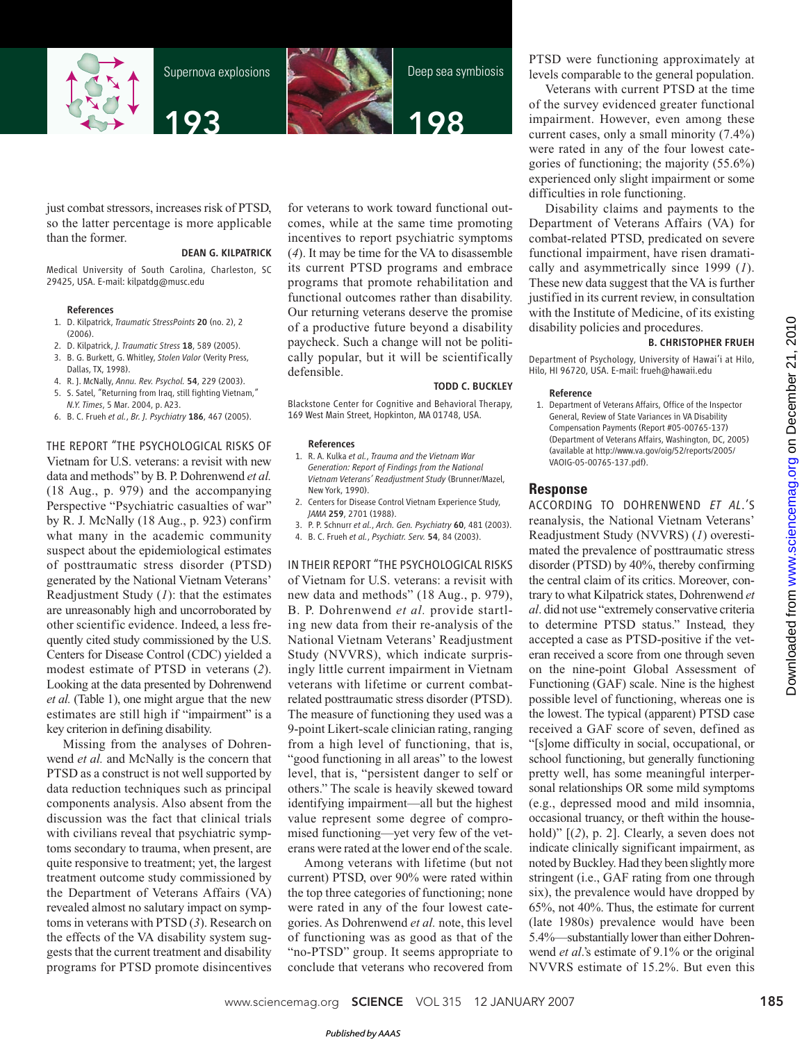just combat stressors, increases risk of PTSD, so the latter percentage is more applicable than the former.

**DEAN G. KILPATRICK**

Medical University of South Carolina, Charleston, SC 29425, USA. E-mail: kilpatdg@musc.edu

**References**

1. D. Kilpatrick, *Traumatic StressPoints* **20** (no. 2), 2 (2006).
2. D. Kilpatrick, *J. Traumatic Stress* **18**, 589 (2005).
3. B. G. Burkett, G. Whitley, *Stolen Valor* (Verity Press, Dallas, TX, 1998).
4. R. J. McNally, *Annu. Rev. Psychol.* **54**, 229 (2003).
5. S. Satel, "Returning from Iraq, still fighting Vietnam," *N.Y. Times*, 5 Mar. 2004, p. A23.
6. B. C. Frueh *et al.*, *Br. J. Psychiatry* **186**, 467 (2005).

THE REPORT "THE PSYCHOLOGICAL RISKS OF Vietnam for U.S. veterans: a revisit with new data and methods" by B. P. Dohrenwend *et al.* (18 Aug., p. 979) and the accompanying Perspective "Psychiatric casualties of war" by R. J. McNally (18 Aug., p. 923) confirm what many in the academic community suspect about the epidemiological estimates of posttraumatic stress disorder (PTSD) generated by the National Vietnam Veterans' Readjustment Study (*1*): that the estimates are unreasonably high and uncorroborated by other scientific evidence. Indeed, a less frequently cited study commissioned by the U.S. Centers for Disease Control (CDC) yielded a modest estimate of PTSD in veterans (*2*). Looking at the data presented by Dohrenwend *et al.* (Table 1), one might argue that the new estimates are still high if "impairment" is a key criterion in defining disability.

Missing from the analyses of Dohrenwend *et al.* and McNally is the concern that PTSD as a construct is not well supported by data reduction techniques such as principal components analysis. Also absent from the discussion was the fact that clinical trials with civilians reveal that psychiatric symptoms secondary to trauma, when present, are quite responsive to treatment; yet, the largest treatment outcome study commissioned by the Department of Veterans Affairs (VA) revealed almost no salutary impact on symptoms in veterans with PTSD (*3*). Research on the effects of the VA disability system suggests that the current treatment and disability programs for PTSD promote disincentives for veterans to work toward functional outcomes, while at the same time promoting incentives to report psychiatric symptoms (*4*). It may be time for the VA to disassemble its current PTSD programs and embrace programs that promote rehabilitation and functional outcomes rather than disability. Our returning veterans deserve the promise of a productive future beyond a disability paycheck. Such a change will not be politically popular, but it will be scientifically defensible.

**TODD C. BUCKLEY**

Blackstone Center for Cognitive and Behavioral Therapy, 169 West Main Street, Hopkinton, MA 01748, USA.

**References**

1. R. A. Kulka *et al.*, *Trauma and the Vietnam War Generation: Report of Findings from the National Vietnam Veterans' Readjustment Study* (Brunner/Mazel, New York, 1990).
2. Centers for Disease Control Vietnam Experience Study, *JAMA* **259**, 2701 (1988).
3. P. P. Schnurr *et al.*, *Arch. Gen. Psychiatry* **60**, 481 (2003).
4. B. C. Frueh *et al.*, *Psychiatr. Serv.* **54**, 84 (2003).

IN THEIR REPORT "THE PSYCHOLOGICAL RISKS of Vietnam for U.S. veterans: a revisit with new data and methods" (18 Aug., p. 979), B. P. Dohrenwend *et al.* provide startling new data from their re-analysis of the National Vietnam Veterans' Readjustment Study (NVVRS), which indicate surprisingly little current impairment in Vietnam veterans with lifetime or current combat-related posttraumatic stress disorder (PTSD). The measure of functioning they used was a 9-point Likert-scale clinician rating, ranging from a high level of functioning, that is, "good functioning in all areas" to the lowest level, that is, "persistent danger to self or others." The scale is heavily skewed toward identifying impairment—all but the highest value represent some degree of compromised functioning—yet very few of the veterans were rated at the lower end of the scale.

Among veterans with lifetime (but not current) PTSD, over 90% were rated within the top three categories of functioning; none were rated in any of the four lowest categories. As Dohrenwend *et al.* note, this level of functioning was as good as that of the "no-PTSD" group. It seems appropriate to conclude that veterans who recovered from PTSD were functioning approximately at levels comparable to the general population.

Veterans with current PTSD at the time of the survey evidenced greater functional impairment. However, even among these current cases, only a small minority (7.4%) were rated in any of the four lowest categories of functioning; the majority (55.6%) experienced only slight impairment or some difficulties in role functioning.

Disability claims and payments to the Department of Veterans Affairs (VA) for combat-related PTSD, predicated on severe functional impairment, have risen dramatically and asymmetrically since 1999 (*1*). These new data suggest that the VA is further justified in its current review, in consultation with the Institute of Medicine, of its existing disability policies and procedures.

**B. CHRISTOPHER FRUEH**

Department of Psychology, University of Hawai'i at Hilo, Hilo, HI 96720, USA. E-mail: frueh@hawaii.edu

**Reference**

1. Department of Veterans Affairs, Office of the Inspector General, Review of State Variances in VA Disability Compensation Payments (Report #05-00765-137) (Department of Veterans Affairs, Washington, DC, 2005) (available at http://www.va.gov/oig/52/reports/2005/VAOIG-05-00765-137.pdf).

## Response

ACCORDING TO DOHRENWEND *ET AL.*'S reanalysis, the National Vietnam Veterans' Readjustment Study (NVVRS) (*1*) overestimated the prevalence of posttraumatic stress disorder (PTSD) by 40%, thereby confirming the central claim of its critics. Moreover, contrary to what Kilpatrick states, Dohrenwend *et al.* did not use "extremely conservative criteria to determine PTSD status." Instead, they accepted a case as PTSD-positive if the veteran received a score from one through seven on the nine-point Global Assessment of Functioning (GAF) scale. Nine is the highest possible level of functioning, whereas one is the lowest. The typical (apparent) PTSD case received a GAF score of seven, defined as "[s]ome difficulty in social, occupational, or school functioning, but generally functioning pretty well, has some meaningful interpersonal relationships OR some mild symptoms (e.g., depressed mood and mild insomnia, occasional truancy, or theft within the household)" [(*2*), p. 2]. Clearly, a seven does not indicate clinically significant impairment, as noted by Buckley. Had they been slightly more stringent (i.e., GAF rating from one through six), the prevalence would have dropped by 65%, not 40%. Thus, the estimate for current (late 1980s) prevalence would have been 5.4%—substantially lower than either Dohrenwend *et al.*'s estimate of 9.1% or the original NVVRS estimate of 15.2%. But even this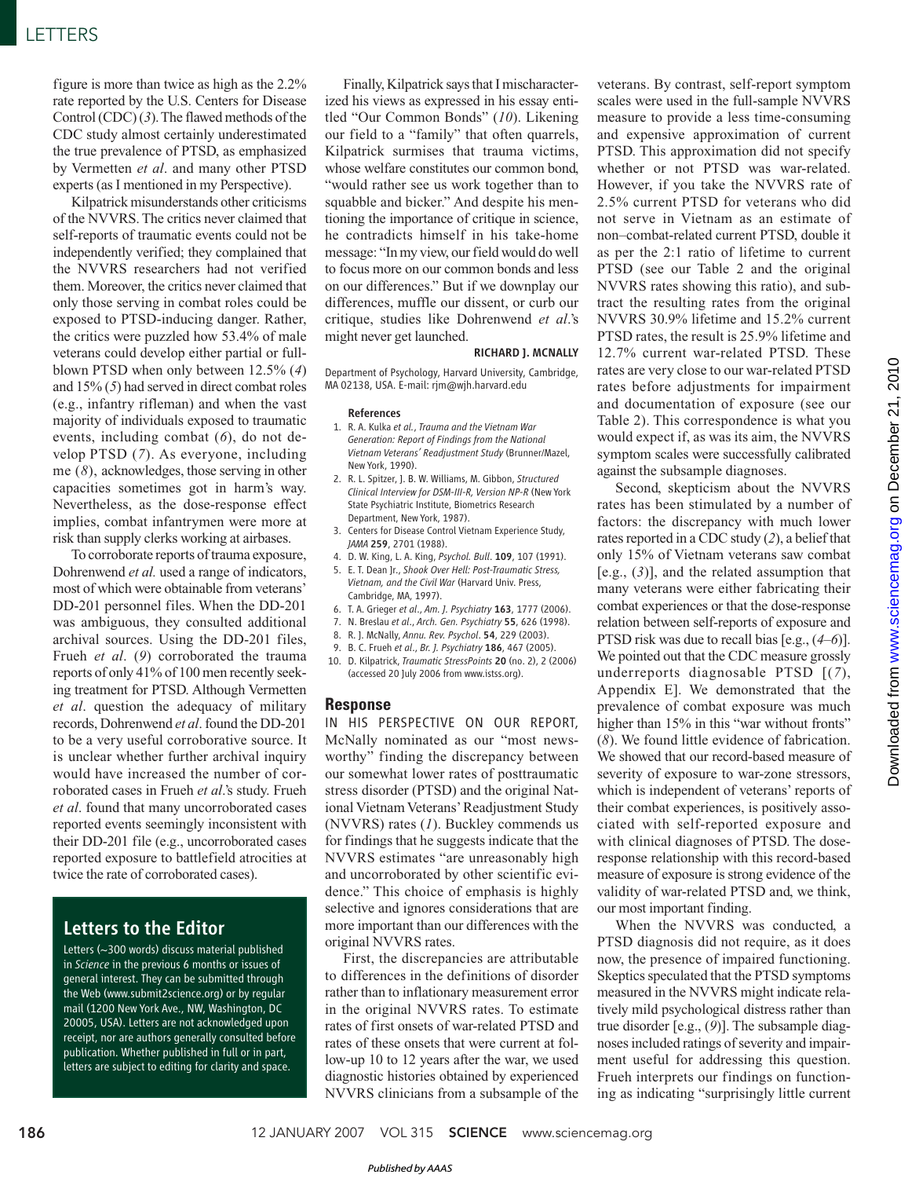figure is more than twice as high as the 2.2% rate reported by the U.S. Centers for Disease Control (CDC) (*3*). The flawed methods of the CDC study almost certainly underestimated the true prevalence of PTSD, as emphasized by Vermetten *et al*. and many other PTSD experts (as I mentioned in my Perspective).

Kilpatrick misunderstands other criticisms of the NVVRS. The critics never claimed that self-reports of traumatic events could not be independently verified; they complained that the NVVRS researchers had not verified them. Moreover, the critics never claimed that only those serving in combat roles could be exposed to PTSD-inducing danger. Rather, the critics were puzzled how 53.4% of male veterans could develop either partial or full-blown PTSD when only between 12.5% (*4*) and 15% (*5*) had served in direct combat roles (e.g., infantry rifleman) and when the vast majority of individuals exposed to traumatic events, including combat (*6*), do not develop PTSD (*7*). As everyone, including me (*8*), acknowledges, those serving in other capacities sometimes got in harm's way. Nevertheless, as the dose-response effect implies, combat infantrymen were more at risk than supply clerks working at airbases.

To corroborate reports of trauma exposure, Dohrenwend *et al.* used a range of indicators, most of which were obtainable from veterans' DD-201 personnel files. When the DD-201 was ambiguous, they consulted additional archival sources. Using the DD-201 files, Frueh *et al*. (*9*) corroborated the trauma reports of only 41% of 100 men recently seeking treatment for PTSD. Although Vermetten *et al*. question the adequacy of military records, Dohrenwend *et al*. found the DD-201 to be a very useful corroborative source. It is unclear whether further archival inquiry would have increased the number of corroborated cases in Frueh *et al*.'s study. Frueh *et al*. found that many uncorroborated cases reported events seemingly inconsistent with their DD-201 file (e.g., uncorroborated cases reported exposure to battlefield atrocities at twice the rate of corroborated cases).

Finally, Kilpatrick says that I mischaracterized his views as expressed in his essay entitled "Our Common Bonds" (*10*). Likening our field to a "family" that often quarrels, Kilpatrick surmises that trauma victims, whose welfare constitutes our common bond, "would rather see us work together than to squabble and bicker." And despite his mentioning the importance of critique in science, he contradicts himself in his take-home message: "In my view, our field would do well to focus more on our common bonds and less on our differences." But if we downplay our differences, muffle our dissent, or curb our critique, studies like Dohrenwend *et al*.'s might never get launched.

**RICHARD J. MCNALLY**

Department of Psychology, Harvard University, Cambridge, MA 02138, USA. E-mail: rjm@wjh.harvard.edu

**References**

1. R. A. Kulka *et al.*, *Trauma and the Vietnam War Generation: Report of Findings from the National Vietnam Veterans' Readjustment Study* (Brunner/Mazel, New York, 1990).
2. R. L. Spitzer, J. B. W. Williams, M. Gibbon, *Structured Clinical Interview for DSM-III-R, Version NP-R* (New York State Psychiatric Institute, Biometrics Research Department, New York, 1987).
3. Centers for Disease Control Vietnam Experience Study, *JAMA* **259**, 2701 (1988).
4. D. W. King, L. A. King, *Psychol. Bull*. **109**, 107 (1991).
5. E. T. Dean Jr., *Shook Over Hell: Post-Traumatic Stress, Vietnam, and the Civil War* (Harvard Univ. Press, Cambridge, MA, 1997).
6. T. A. Grieger *et al.*, *Am. J. Psychiatry* **163**, 1777 (2006).
7. N. Breslau *et al.*, *Arch. Gen. Psychiatry* **55**, 626 (1998).
8. R. J. McNally, *Annu. Rev. Psychol*. **54**, 229 (2003).
9. B. C. Frueh *et al.*, *Br. J. Psychiatry* **186**, 467 (2005).
10. D. Kilpatrick, *Traumatic StressPoints* **20** (no. 2), 2 (2006) (accessed 20 July 2006 from www.istss.org).

## Response

IN HIS PERSPECTIVE ON OUR REPORT, McNally nominated as our "most newsworthy" finding the discrepancy between our somewhat lower rates of posttraumatic stress disorder (PTSD) and the original National Vietnam Veterans' Readjustment Study (NVVRS) rates (*1*). Buckley commends us for findings that he suggests indicate that the NVVRS estimates "are unreasonably high and uncorroborated by other scientific evidence." This choice of emphasis is highly selective and ignores considerations that are more important than our differences with the original NVVRS rates.

First, the discrepancies are attributable to differences in the definitions of disorder rather than to inflationary measurement error in the original NVVRS rates. To estimate rates of first onsets of war-related PTSD and rates of these onsets that were current at follow-up 10 to 12 years after the war, we used diagnostic histories obtained by experienced NVVRS clinicians from a subsample of the veterans. By contrast, self-report symptom scales were used in the full-sample NVVRS measure to provide a less time-consuming and expensive approximation of current PTSD. This approximation did not specify whether or not PTSD was war-related. However, if you take the NVVRS rate of 2.5% current PTSD for veterans who did not serve in Vietnam as an estimate of non–combat-related current PTSD, double it as per the 2:1 ratio of lifetime to current PTSD (see our Table 2 and the original NVVRS rates showing this ratio), and subtract the resulting rates from the original NVVRS 30.9% lifetime and 15.2% current PTSD rates, the result is 25.9% lifetime and 12.7% current war-related PTSD. These rates are very close to our war-related PTSD rates before adjustments for impairment and documentation of exposure (see our Table 2). This convergence is what you would expect if, as was its aim, the NVVRS symptom scales were successfully calibrated against the subsample diagnoses.

Second, skepticism about the NVVRS rates has been stimulated by a number of factors: the discrepancy with much lower rates reported in a CDC study (*2*), a belief that only 15% of Vietnam veterans saw combat [e.g., (*3*)], and the related assumption that many veterans were either fabricating their combat experiences or that the dose-response relation between self-reports of exposure and PTSD risk was due to recall bias [e.g., (*4*–*6*)]. We pointed out that the CDC measure grossly underreports diagnosable PTSD [(*7*), Appendix E]. We demonstrated that the prevalence of combat exposure was much higher than 15% in this "war without fronts" (*8*). We found little evidence of fabrication. We showed that our record-based measure of severity of exposure to war-zone stressors, which is independent of veterans' reports of their combat experiences, is positively associated with self-reported exposure and with clinical diagnoses of PTSD. The dose-response relationship with this record-based measure of exposure is strong evidence of the validity of war-related PTSD and, we think, our most important finding.

When the NVVRS was conducted, a PTSD diagnosis did not require, as it does now, the presence of impaired functioning. Skeptics speculated that the PTSD symptoms measured in the NVVRS might indicate relatively mild psychological distress rather than true disorder [e.g., (*9*)]. The subsample diagnoses included ratings of severity and impairment useful for addressing this question. Frueh interprets our findings on functioning as indicating "surprisingly little current

## Letters to the Editor

Letters (~300 words) discuss material published in *Science* in the previous 6 months or issues of general interest. They can be submitted through the Web (www.submit2science.org) or by regular mail (1200 New York Ave., NW, Washington, DC 20005, USA). Letters are not acknowledged upon receipt, nor are authors generally consulted before publication. Whether published in full or in part, letters are subject to editing for clarity and space.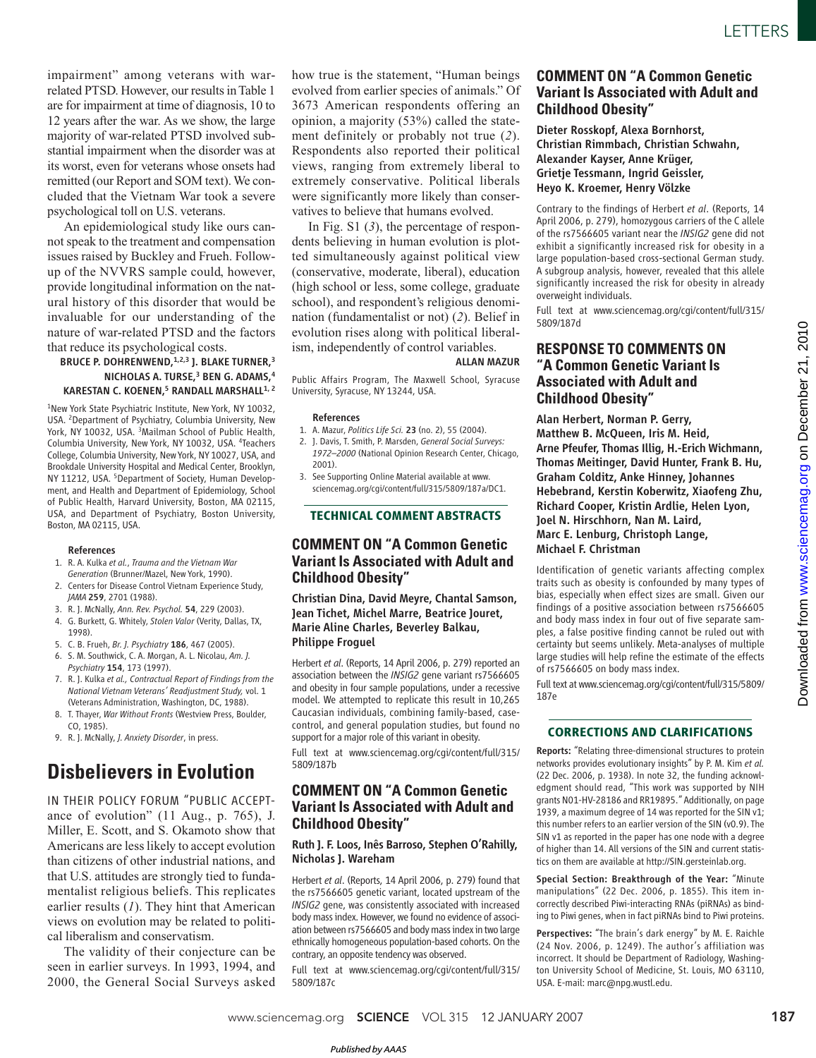impairment" among veterans with war-related PTSD. However, our results in Table 1 are for impairment at time of diagnosis, 10 to 12 years after the war. As we show, the large majority of war-related PTSD involved substantial impairment when the disorder was at its worst, even for veterans whose onsets had remitted (our Report and SOM text). We concluded that the Vietnam War took a severe psychological toll on U.S. veterans.

An epidemiological study like ours cannot speak to the treatment and compensation issues raised by Buckley and Frueh. Follow-up of the NVVRS sample could, however, provide longitudinal information on the natural history of this disorder that would be invaluable for our understanding of the nature of war-related PTSD and the factors that reduce its psychological costs.

**BRUCE P. DOHRENWEND,[1,2,3] J. BLAKE TURNER,[3] NICHOLAS A. TURSE,[3] BEN G. ADAMS,[4] KARESTAN C. KOENEN,[5] RANDALL MARSHALL[1,2]**

[1]New York State Psychiatric Institute, New York, NY 10032, USA. [2]Department of Psychiatry, Columbia University, New York, NY 10032, USA. [3]Mailman School of Public Health, Columbia University, New York, NY 10032, USA. [4]Teachers College, Columbia University, New York, NY 10027, USA, and Brookdale University Hospital and Medical Center, Brooklyn, NY 11212, USA. [5]Department of Society, Human Development, and Health and Department of Epidemiology, School of Public Health, Harvard University, Boston, MA 02115, USA, and Department of Psychiatry, Boston University, Boston, MA 02115, USA.

**References**

1. R. A. Kulka *et al.*, *Trauma and the Vietnam War Generation* (Brunner/Mazel, New York, 1990).
2. Centers for Disease Control Vietnam Experience Study, *JAMA* **259**, 2701 (1988).
3. R. J. McNally, *Ann. Rev. Psychol.* **54**, 229 (2003).
4. G. Burkett, G. Whitely, *Stolen Valor* (Verity, Dallas, TX, 1998).
5. C. B. Frueh, *Br. J. Psychiatry* **186**, 467 (2005).
6. S. M. Southwick, C. A. Morgan, A. L. Nicolau, *Am. J. Psychiatry* **154**, 173 (1997).
7. R. J. Kulka *et al.*, *Contractual Report of Findings from the National Vietnam Veterans' Readjustment Study,* vol. 1 (Veterans Administration, Washington, DC, 1988).
8. T. Thayer, *War Without Fronts* (Westview Press, Boulder, CO, 1985).
9. R. J. McNally, *J. Anxiety Disorder*, in press.

# Disbelievers in Evolution

IN THEIR POLICY FORUM "PUBLIC ACCEPTance of evolution" (11 Aug., p. 765), J. Miller, E. Scott, and S. Okamoto show that Americans are less likely to accept evolution than citizens of other industrial nations, and that U.S. attitudes are strongly tied to fundamentalist religious beliefs. This replicates earlier results (*1*). They hint that American views on evolution may be related to political liberalism and conservatism.

The validity of their conjecture can be seen in earlier surveys. In 1993, 1994, and 2000, the General Social Surveys asked how true is the statement, "Human beings evolved from earlier species of animals." Of 3673 American respondents offering an opinion, a majority (53%) called the statement definitely or probably not true (*2*). Respondents also reported their political views, ranging from extremely liberal to extremely conservative. Political liberals were significantly more likely than conservatives to believe that humans evolved.

In Fig. S1 (*3*), the percentage of respondents believing in human evolution is plotted simultaneously against political view (conservative, moderate, liberal), education (high school or less, some college, graduate school), and respondent's religious denomination (fundamentalist or not) (*2*). Belief in evolution rises along with political liberalism, independently of control variables.

**ALLAN MAZUR**

Public Affairs Program, The Maxwell School, Syracuse University, Syracuse, NY 13244, USA.

**References**

1. A. Mazur, *Politics Life Sci.* **23** (no. 2), 55 (2004).
2. J. Davis, T. Smith, P. Marsden, *General Social Surveys: 1972–2000* (National Opinion Research Center, Chicago, 2001).
3. See Supporting Online Material available at www.sciencemag.org/cgi/content/full/315/5809/187a/DC1.

## TECHNICAL COMMENT ABSTRACTS

### COMMENT ON "A Common Genetic Variant Is Associated with Adult and Childhood Obesity"

**Christian Dina, David Meyre, Chantal Samson, Jean Tichet, Michel Marre, Beverley Balkau, Marie Aline Charles, Beverley Balkau, Philippe Froguel**

Herbert *et al*. (Reports, 14 April 2006, p. 279) reported an association between the *INSIG2* gene variant rs7566605 and obesity in four sample populations, under a recessive model. We attempted to replicate this result in 10,265 Caucasian individuals, combining family-based, case-control, and general population studies, but found no support for a major role of this variant in obesity.

Full text at www.sciencemag.org/cgi/content/full/315/5809/187b

### COMMENT ON "A Common Genetic Variant Is Associated with Adult and Childhood Obesity"

**Ruth J. F. Loos, Inês Barroso, Stephen O'Rahilly, Nicholas J. Wareham**

Herbert *et al*. (Reports, 14 April 2006, p. 279) found that the rs7566605 genetic variant, located upstream of the *INSIG2* gene, was consistently associated with increased body mass index. However, we found no evidence of association between rs7566605 and body mass index in two large ethnically homogeneous population-based cohorts. On the contrary, an opposite tendency was observed.

Full text at www.sciencemag.org/cgi/content/full/315/5809/187c

### COMMENT ON "A Common Genetic Variant Is Associated with Adult and Childhood Obesity"

**Dieter Rosskopf, Alexa Bornhorst, Christian Rimmbach, Christian Schwahn, Alexander Kayser, Anne Krüger, Grietje Tessmann, Ingrid Geissler, Heyo K. Kroemer, Henry Völzke**

Contrary to the findings of Herbert *et al*. (Reports, 14 April 2006, p. 279), homozygous carriers of the C allele of the rs7566605 variant near the *INSIG2* gene did not exhibit a significantly increased risk for obesity in a large population-based cross-sectional German study. A subgroup analysis, however, revealed that this allele significantly increased the risk for obesity in already overweight individuals.

Full text at www.sciencemag.org/cgi/content/full/315/5809/187d

### RESPONSE TO COMMENTS ON "A Common Genetic Variant Is Associated with Adult and Childhood Obesity"

**Alan Herbert, Norman P. Gerry, Matthew B. McQueen, Iris M. Heid, Arne Pfeufer, Thomas Illig, H.-Erich Wichmann, Thomas Meitinger, David Hunter, Frank B. Hu, Graham Colditz, Anke Hinney, Johannes Hebebrand, Kerstin Koberwitz, Xiaofeng Zhu, Richard Cooper, Kristin Ardlie, Helen Lyon, Joel N. Hirschhorn, Nan M. Laird, Marc E. Lenburg, Christoph Lange, Michael F. Christman**

Identification of genetic variants affecting complex traits such as obesity is confounded by many types of bias, especially when effect sizes are small. Given our findings of a positive association between rs7566605 and body mass index in four out of five separate samples, a false positive finding cannot be ruled out with certainty but seems unlikely. Meta-analyses of multiple large studies will help refine the estimate of the effects of rs7566605 on body mass index.

Full text at www.sciencemag.org/cgi/content/full/315/5809/187e

## CORRECTIONS AND CLARIFICATIONS

**Reports:** "Relating three-dimensional structures to protein networks provides evolutionary insights" by P. M. Kim *et al.* (22 Dec. 2006, p. 1938). In note 32, the funding acknowledgment should read, "This work was supported by NIH grants N01-HV-28186 and RR19895." Additionally, on page 1939, a maximum degree of 14 was reported for the SIN v1; this number refers to an earlier version of the SIN (v0.9). The SIN v1 as reported in the paper has one node with a degree of higher than 14. All versions of the SIN and current statistics on them are available at http://SIN.gersteinlab.org.

**Special Section: Breakthrough of the Year:** "Minute manipulations" (22 Dec. 2006, p. 1855). This item incorrectly described Piwi-interacting RNAs (piRNAs) as binding to Piwi genes, when in fact piRNAs bind to Piwi proteins.

**Perspectives:** "The brain's dark energy" by M. E. Raichle (24 Nov. 2006, p. 1249). The author's affiliation was incorrect. It should be Department of Radiology, Washington University School of Medicine, St. Louis, MO 63110, USA. E-mail: marc@npg.wustl.edu.